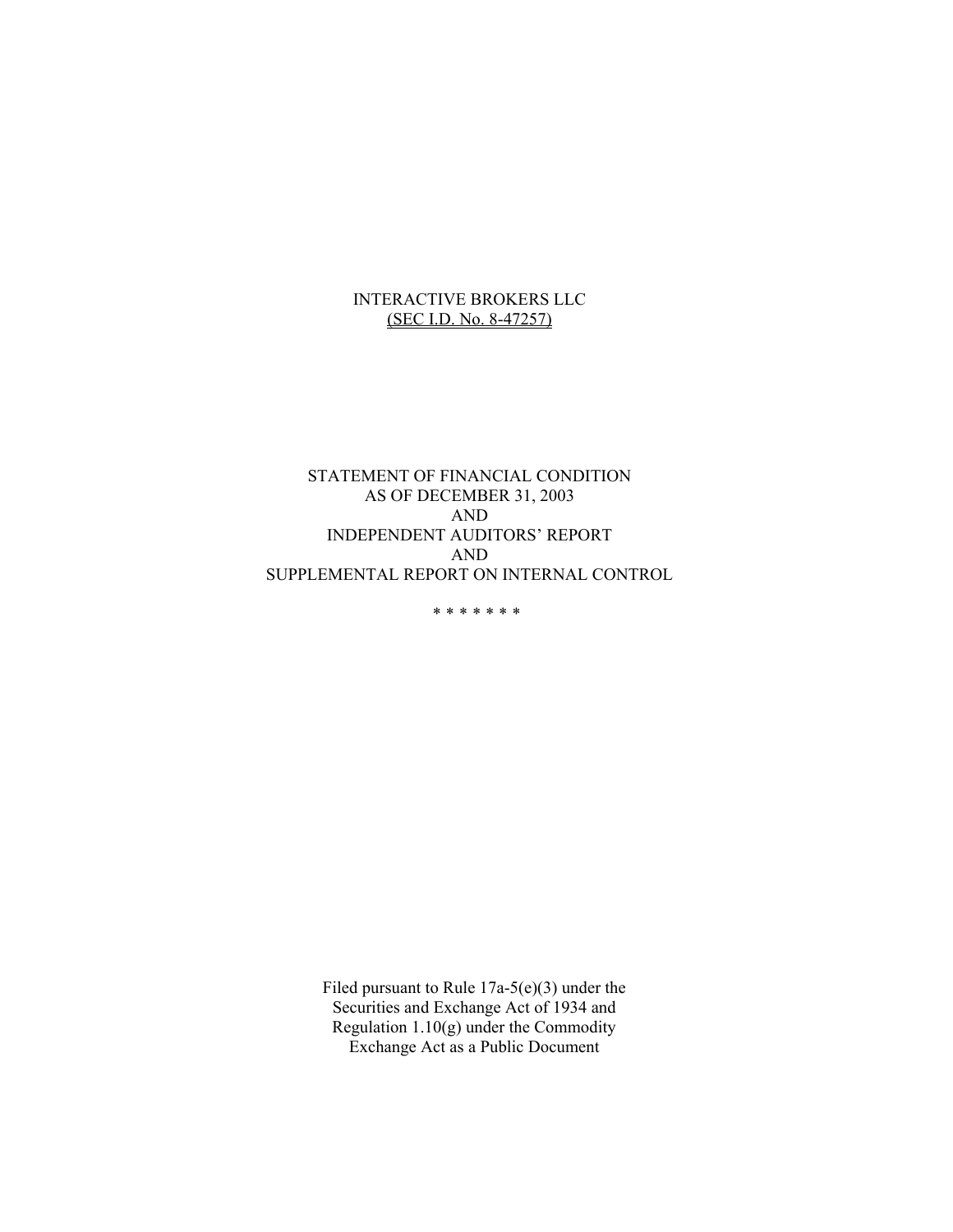INTERACTIVE BROKERS LLC
(SEC I.D. No. 8-47257)

STATEMENT OF FINANCIAL CONDITION
AS OF DECEMBER 31, 2003
AND
INDEPENDENT AUDITORS' REPORT
AND
SUPPLEMENTAL REPORT ON INTERNAL CONTROL

* * * * * * *

Filed pursuant to Rule 17a-5(e)(3) under the Securities and Exchange Act of 1934 and Regulation 1.10(g) under the Commodity Exchange Act as a Public Document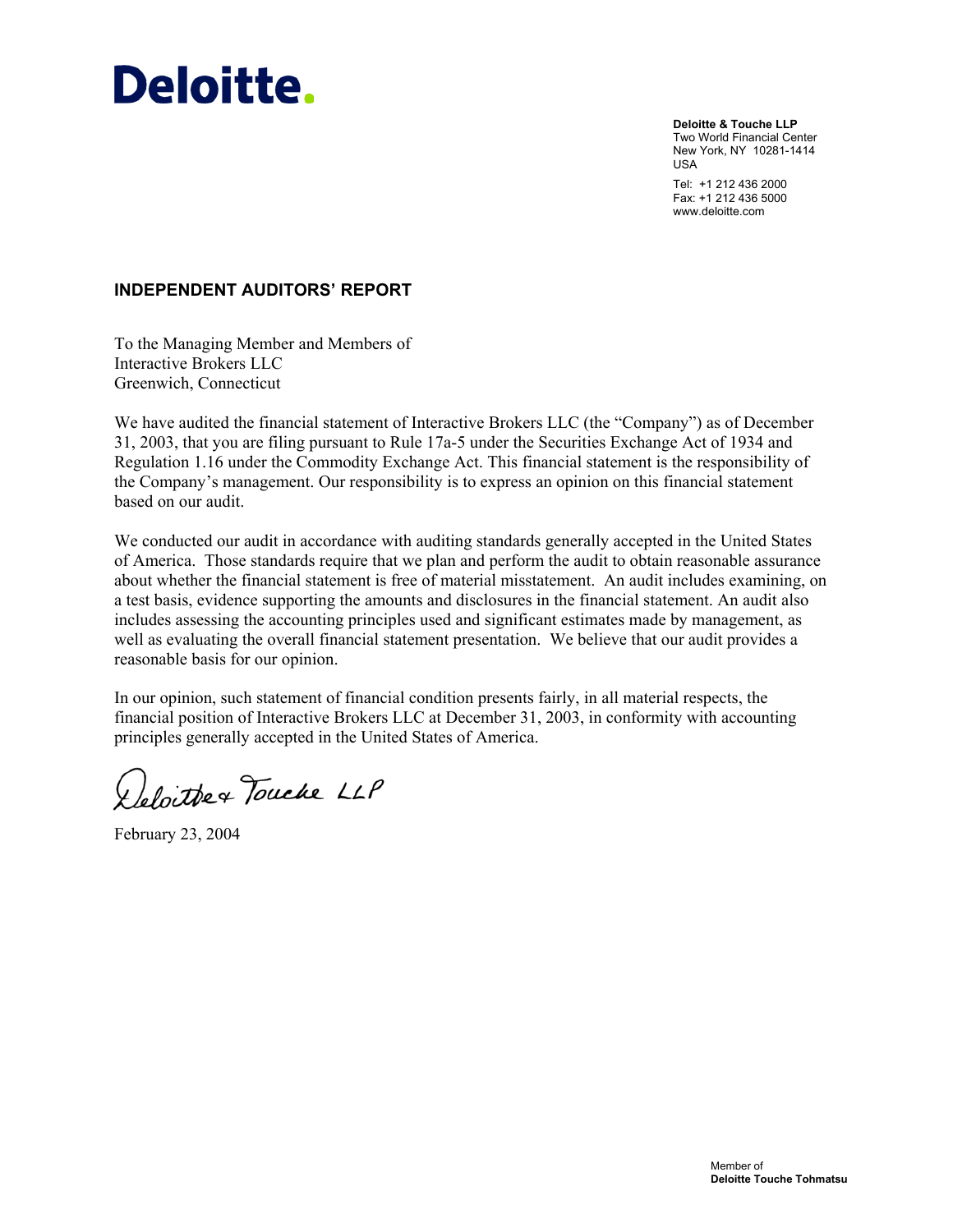# Deloitte.

**Deloitte & Touche LLP**
Two World Financial Center
New York, NY 10281-1414
USA

Tel: +1 212 436 2000
Fax: +1 212 436 5000
www.deloitte.com

## INDEPENDENT AUDITORS' REPORT

To the Managing Member and Members of
Interactive Brokers LLC
Greenwich, Connecticut

We have audited the financial statement of Interactive Brokers LLC (the "Company") as of December 31, 2003, that you are filing pursuant to Rule 17a-5 under the Securities Exchange Act of 1934 and Regulation 1.16 under the Commodity Exchange Act. This financial statement is the responsibility of the Company's management. Our responsibility is to express an opinion on this financial statement based on our audit.

We conducted our audit in accordance with auditing standards generally accepted in the United States of America. Those standards require that we plan and perform the audit to obtain reasonable assurance about whether the financial statement is free of material misstatement. An audit includes examining, on a test basis, evidence supporting the amounts and disclosures in the financial statement. An audit also includes assessing the accounting principles used and significant estimates made by management, as well as evaluating the overall financial statement presentation. We believe that our audit provides a reasonable basis for our opinion.

In our opinion, such statement of financial condition presents fairly, in all material respects, the financial position of Interactive Brokers LLC at December 31, 2003, in conformity with accounting principles generally accepted in the United States of America.

Deloitte & Touche LLP

February 23, 2004

Member of
**Deloitte Touche Tohmatsu**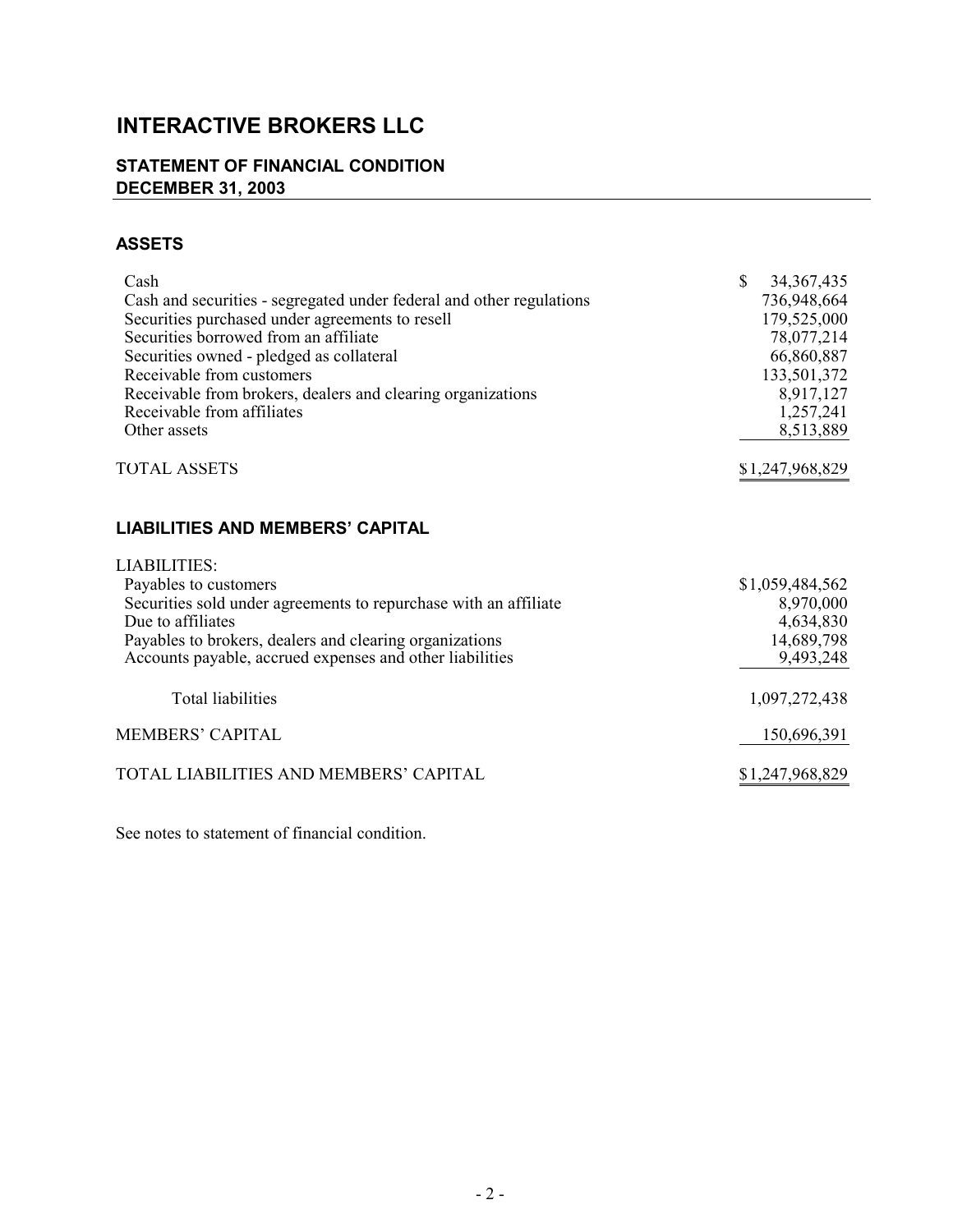# INTERACTIVE BROKERS LLC

## STATEMENT OF FINANCIAL CONDITION
## DECEMBER 31, 2003

### ASSETS

| | |
|---|---|
| Cash | $ 34,367,435 |
| Cash and securities - segregated under federal and other regulations | 736,948,664 |
| Securities purchased under agreements to resell | 179,525,000 |
| Securities borrowed from an affiliate | 78,077,214 |
| Securities owned - pledged as collateral | 66,860,887 |
| Receivable from customers | 133,501,372 |
| Receivable from brokers, dealers and clearing organizations | 8,917,127 |
| Receivable from affiliates | 1,257,241 |
| Other assets | 8,513,889 |
| TOTAL ASSETS | $1,247,968,829 |

### LIABILITIES AND MEMBERS' CAPITAL

| | |
|---|---|
| LIABILITIES: | |
| Payables to customers | $1,059,484,562 |
| Securities sold under agreements to repurchase with an affiliate | 8,970,000 |
| Due to affiliates | 4,634,830 |
| Payables to brokers, dealers and clearing organizations | 14,689,798 |
| Accounts payable, accrued expenses and other liabilities | 9,493,248 |
| Total liabilities | 1,097,272,438 |
| MEMBERS' CAPITAL | 150,696,391 |
| TOTAL LIABILITIES AND MEMBERS' CAPITAL | $1,247,968,829 |

See notes to statement of financial condition.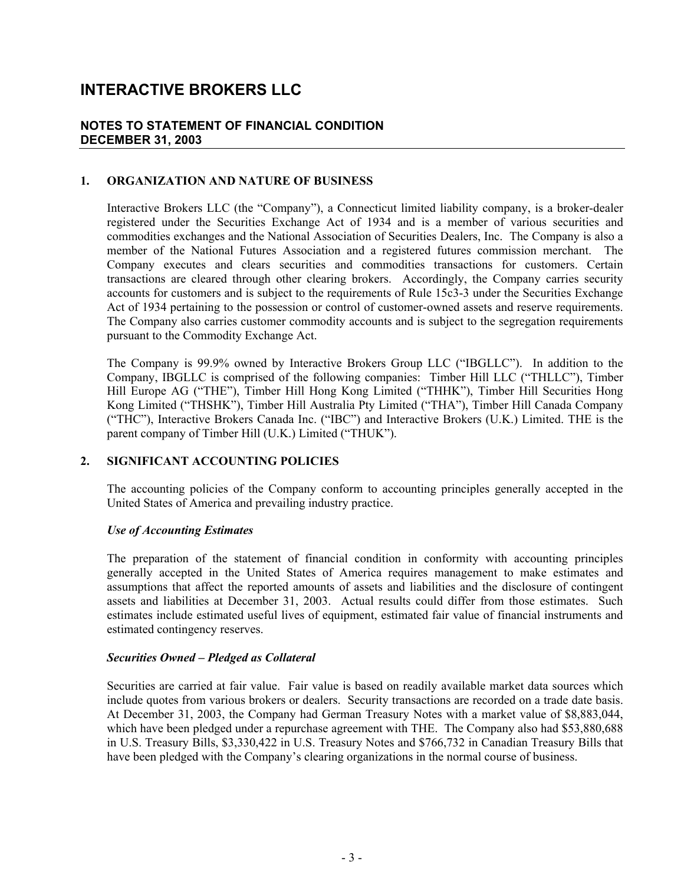# INTERACTIVE BROKERS LLC

## NOTES TO STATEMENT OF FINANCIAL CONDITION
## DECEMBER 31, 2003

### 1. ORGANIZATION AND NATURE OF BUSINESS

Interactive Brokers LLC (the "Company"), a Connecticut limited liability company, is a broker-dealer registered under the Securities Exchange Act of 1934 and is a member of various securities and commodities exchanges and the National Association of Securities Dealers, Inc. The Company is also a member of the National Futures Association and a registered futures commission merchant. The Company executes and clears securities and commodities transactions for customers. Certain transactions are cleared through other clearing brokers. Accordingly, the Company carries security accounts for customers and is subject to the requirements of Rule 15c3-3 under the Securities Exchange Act of 1934 pertaining to the possession or control of customer-owned assets and reserve requirements. The Company also carries customer commodity accounts and is subject to the segregation requirements pursuant to the Commodity Exchange Act.

The Company is 99.9% owned by Interactive Brokers Group LLC ("IBGLLC"). In addition to the Company, IBGLLC is comprised of the following companies: Timber Hill LLC ("THLLC"), Timber Hill Europe AG ("THE"), Timber Hill Hong Kong Limited ("THHK"), Timber Hill Securities Hong Kong Limited ("THSHK"), Timber Hill Australia Pty Limited ("THA"), Timber Hill Canada Company ("THC"), Interactive Brokers Canada Inc. ("IBC") and Interactive Brokers (U.K.) Limited. THE is the parent company of Timber Hill (U.K.) Limited ("THUK").

### 2. SIGNIFICANT ACCOUNTING POLICIES

The accounting policies of the Company conform to accounting principles generally accepted in the United States of America and prevailing industry practice.

***Use of Accounting Estimates***

The preparation of the statement of financial condition in conformity with accounting principles generally accepted in the United States of America requires management to make estimates and assumptions that affect the reported amounts of assets and liabilities and the disclosure of contingent assets and liabilities at December 31, 2003. Actual results could differ from those estimates. Such estimates include estimated useful lives of equipment, estimated fair value of financial instruments and estimated contingency reserves.

***Securities Owned – Pledged as Collateral***

Securities are carried at fair value. Fair value is based on readily available market data sources which include quotes from various brokers or dealers. Security transactions are recorded on a trade date basis. At December 31, 2003, the Company had German Treasury Notes with a market value of $8,883,044, which have been pledged under a repurchase agreement with THE. The Company also had $53,880,688 in U.S. Treasury Bills, $3,330,422 in U.S. Treasury Notes and $766,732 in Canadian Treasury Bills that have been pledged with the Company's clearing organizations in the normal course of business.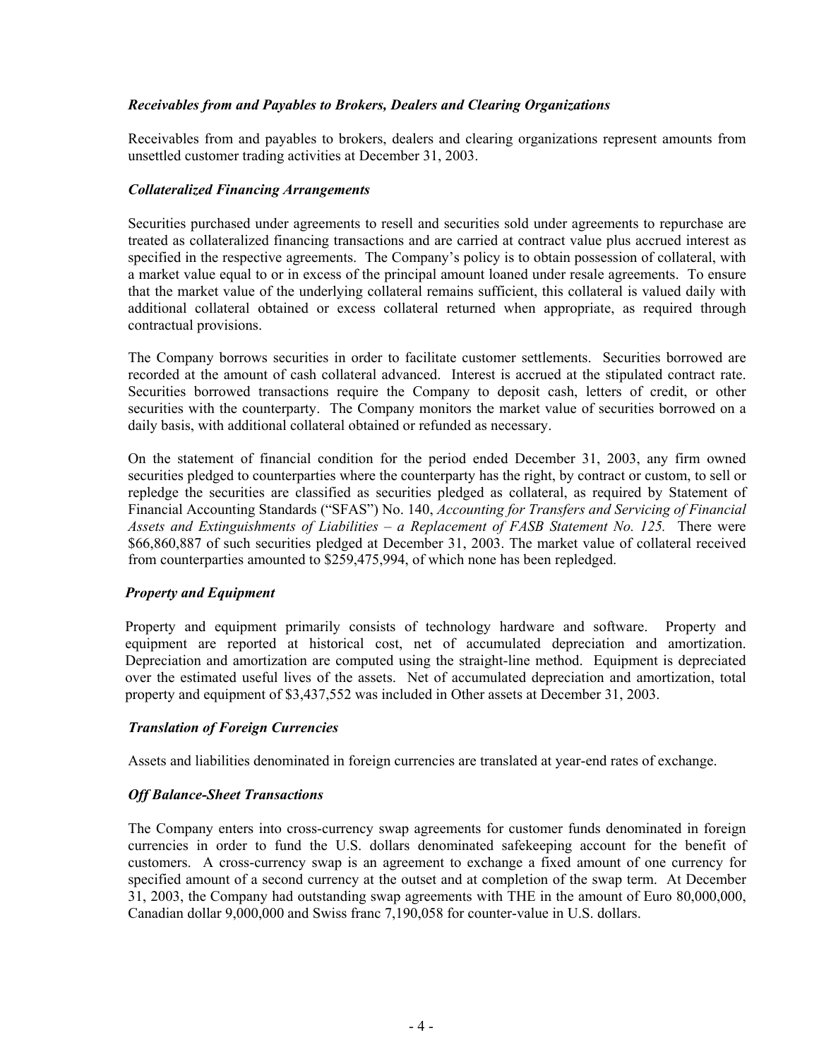### *Receivables from and Payables to Brokers, Dealers and Clearing Organizations*

Receivables from and payables to brokers, dealers and clearing organizations represent amounts from unsettled customer trading activities at December 31, 2003.

### *Collateralized Financing Arrangements*

Securities purchased under agreements to resell and securities sold under agreements to repurchase are treated as collateralized financing transactions and are carried at contract value plus accrued interest as specified in the respective agreements. The Company's policy is to obtain possession of collateral, with a market value equal to or in excess of the principal amount loaned under resale agreements. To ensure that the market value of the underlying collateral remains sufficient, this collateral is valued daily with additional collateral obtained or excess collateral returned when appropriate, as required through contractual provisions.

The Company borrows securities in order to facilitate customer settlements. Securities borrowed are recorded at the amount of cash collateral advanced. Interest is accrued at the stipulated contract rate. Securities borrowed transactions require the Company to deposit cash, letters of credit, or other securities with the counterparty. The Company monitors the market value of securities borrowed on a daily basis, with additional collateral obtained or refunded as necessary.

On the statement of financial condition for the period ended December 31, 2003, any firm owned securities pledged to counterparties where the counterparty has the right, by contract or custom, to sell or repledge the securities are classified as securities pledged as collateral, as required by Statement of Financial Accounting Standards ("SFAS") No. 140, *Accounting for Transfers and Servicing of Financial Assets and Extinguishments of Liabilities – a Replacement of FASB Statement No. 125.* There were $66,860,887 of such securities pledged at December 31, 2003. The market value of collateral received from counterparties amounted to $259,475,994, of which none has been repledged.

### *Property and Equipment*

Property and equipment primarily consists of technology hardware and software. Property and equipment are reported at historical cost, net of accumulated depreciation and amortization. Depreciation and amortization are computed using the straight-line method. Equipment is depreciated over the estimated useful lives of the assets. Net of accumulated depreciation and amortization, total property and equipment of $3,437,552 was included in Other assets at December 31, 2003.

### *Translation of Foreign Currencies*

Assets and liabilities denominated in foreign currencies are translated at year-end rates of exchange.

### *Off Balance-Sheet Transactions*

The Company enters into cross-currency swap agreements for customer funds denominated in foreign currencies in order to fund the U.S. dollars denominated safekeeping account for the benefit of customers. A cross-currency swap is an agreement to exchange a fixed amount of one currency for specified amount of a second currency at the outset and at completion of the swap term. At December 31, 2003, the Company had outstanding swap agreements with THE in the amount of Euro 80,000,000, Canadian dollar 9,000,000 and Swiss franc 7,190,058 for counter-value in U.S. dollars.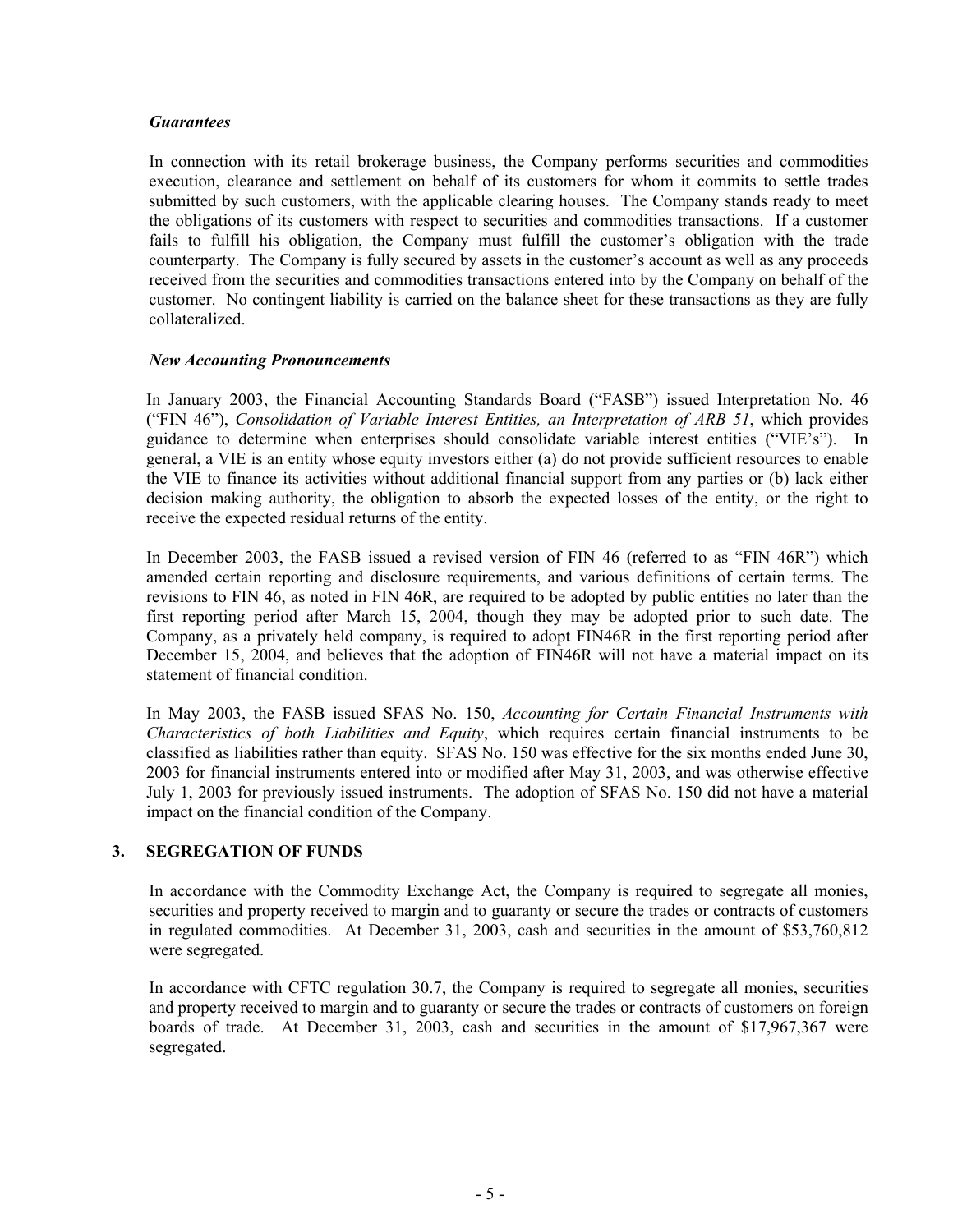*Guarantees*

In connection with its retail brokerage business, the Company performs securities and commodities execution, clearance and settlement on behalf of its customers for whom it commits to settle trades submitted by such customers, with the applicable clearing houses. The Company stands ready to meet the obligations of its customers with respect to securities and commodities transactions. If a customer fails to fulfill his obligation, the Company must fulfill the customer's obligation with the trade counterparty. The Company is fully secured by assets in the customer's account as well as any proceeds received from the securities and commodities transactions entered into by the Company on behalf of the customer. No contingent liability is carried on the balance sheet for these transactions as they are fully collateralized.

*New Accounting Pronouncements*

In January 2003, the Financial Accounting Standards Board ("FASB") issued Interpretation No. 46 ("FIN 46"), *Consolidation of Variable Interest Entities, an Interpretation of ARB 51*, which provides guidance to determine when enterprises should consolidate variable interest entities ("VIE's"). In general, a VIE is an entity whose equity investors either (a) do not provide sufficient resources to enable the VIE to finance its activities without additional financial support from any parties or (b) lack either decision making authority, the obligation to absorb the expected losses of the entity, or the right to receive the expected residual returns of the entity.

In December 2003, the FASB issued a revised version of FIN 46 (referred to as "FIN 46R") which amended certain reporting and disclosure requirements, and various definitions of certain terms. The revisions to FIN 46, as noted in FIN 46R, are required to be adopted by public entities no later than the first reporting period after March 15, 2004, though they may be adopted prior to such date. The Company, as a privately held company, is required to adopt FIN46R in the first reporting period after December 15, 2004, and believes that the adoption of FIN46R will not have a material impact on its statement of financial condition.

In May 2003, the FASB issued SFAS No. 150, *Accounting for Certain Financial Instruments with Characteristics of both Liabilities and Equity*, which requires certain financial instruments to be classified as liabilities rather than equity. SFAS No. 150 was effective for the six months ended June 30, 2003 for financial instruments entered into or modified after May 31, 2003, and was otherwise effective July 1, 2003 for previously issued instruments. The adoption of SFAS No. 150 did not have a material impact on the financial condition of the Company.

## 3. SEGREGATION OF FUNDS

In accordance with the Commodity Exchange Act, the Company is required to segregate all monies, securities and property received to margin and to guaranty or secure the trades or contracts of customers in regulated commodities. At December 31, 2003, cash and securities in the amount of $53,760,812 were segregated.

In accordance with CFTC regulation 30.7, the Company is required to segregate all monies, securities and property received to margin and to guaranty or secure the trades or contracts of customers on foreign boards of trade. At December 31, 2003, cash and securities in the amount of $17,967,367 were segregated.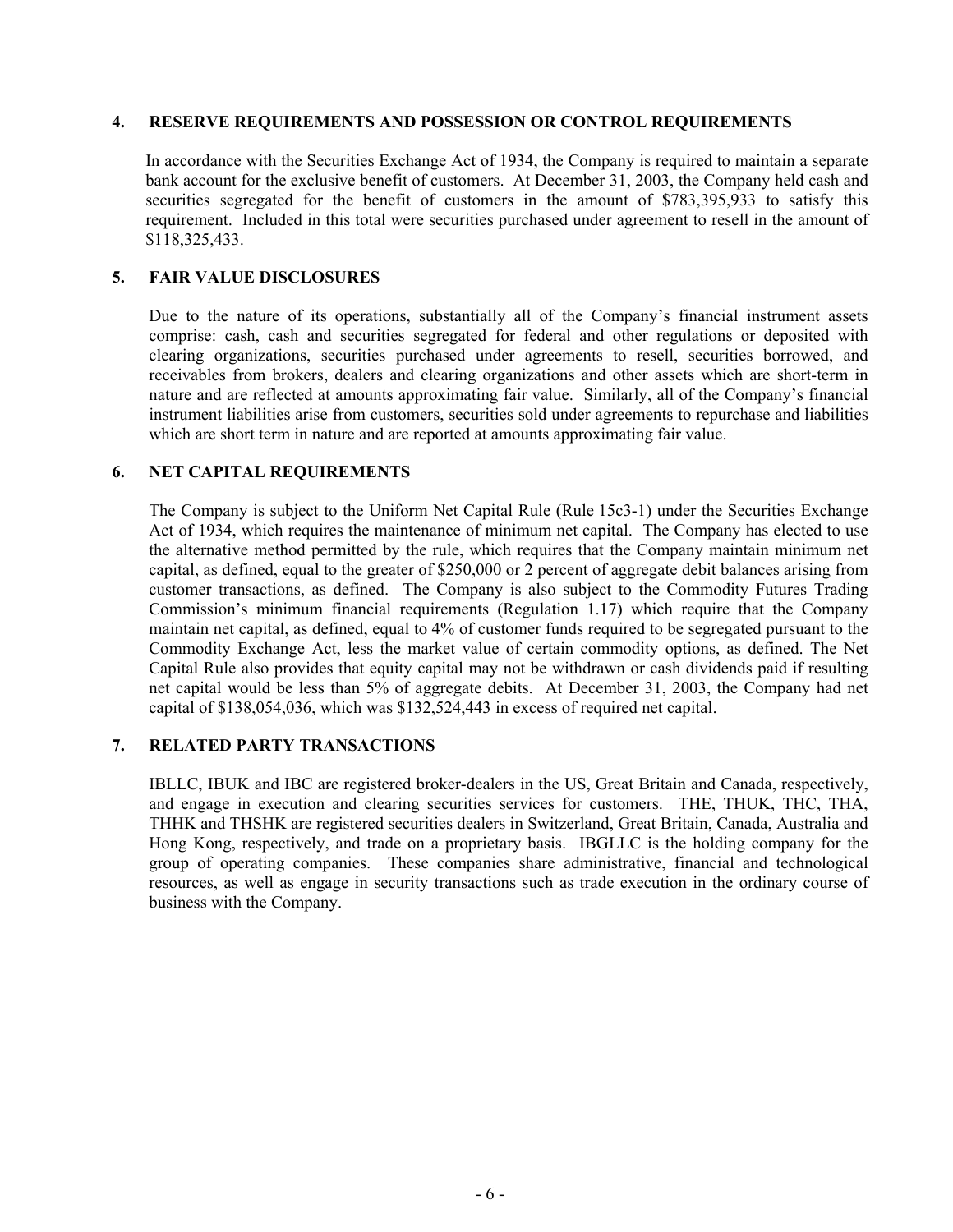## 4. RESERVE REQUIREMENTS AND POSSESSION OR CONTROL REQUIREMENTS

In accordance with the Securities Exchange Act of 1934, the Company is required to maintain a separate bank account for the exclusive benefit of customers. At December 31, 2003, the Company held cash and securities segregated for the benefit of customers in the amount of $783,395,933 to satisfy this requirement. Included in this total were securities purchased under agreement to resell in the amount of $118,325,433.

## 5. FAIR VALUE DISCLOSURES

Due to the nature of its operations, substantially all of the Company's financial instrument assets comprise: cash, cash and securities segregated for federal and other regulations or deposited with clearing organizations, securities purchased under agreements to resell, securities borrowed, and receivables from brokers, dealers and clearing organizations and other assets which are short-term in nature and are reflected at amounts approximating fair value. Similarly, all of the Company's financial instrument liabilities arise from customers, securities sold under agreements to repurchase and liabilities which are short term in nature and are reported at amounts approximating fair value.

## 6. NET CAPITAL REQUIREMENTS

The Company is subject to the Uniform Net Capital Rule (Rule 15c3-1) under the Securities Exchange Act of 1934, which requires the maintenance of minimum net capital. The Company has elected to use the alternative method permitted by the rule, which requires that the Company maintain minimum net capital, as defined, equal to the greater of $250,000 or 2 percent of aggregate debit balances arising from customer transactions, as defined. The Company is also subject to the Commodity Futures Trading Commission's minimum financial requirements (Regulation 1.17) which require that the Company maintain net capital, as defined, equal to 4% of customer funds required to be segregated pursuant to the Commodity Exchange Act, less the market value of certain commodity options, as defined. The Net Capital Rule also provides that equity capital may not be withdrawn or cash dividends paid if resulting net capital would be less than 5% of aggregate debits. At December 31, 2003, the Company had net capital of $138,054,036, which was $132,524,443 in excess of required net capital.

## 7. RELATED PARTY TRANSACTIONS

IBLLC, IBUK and IBC are registered broker-dealers in the US, Great Britain and Canada, respectively, and engage in execution and clearing securities services for customers. THE, THUK, THC, THA, THHK and THSHK are registered securities dealers in Switzerland, Great Britain, Canada, Australia and Hong Kong, respectively, and trade on a proprietary basis. IBGLLC is the holding company for the group of operating companies. These companies share administrative, financial and technological resources, as well as engage in security transactions such as trade execution in the ordinary course of business with the Company.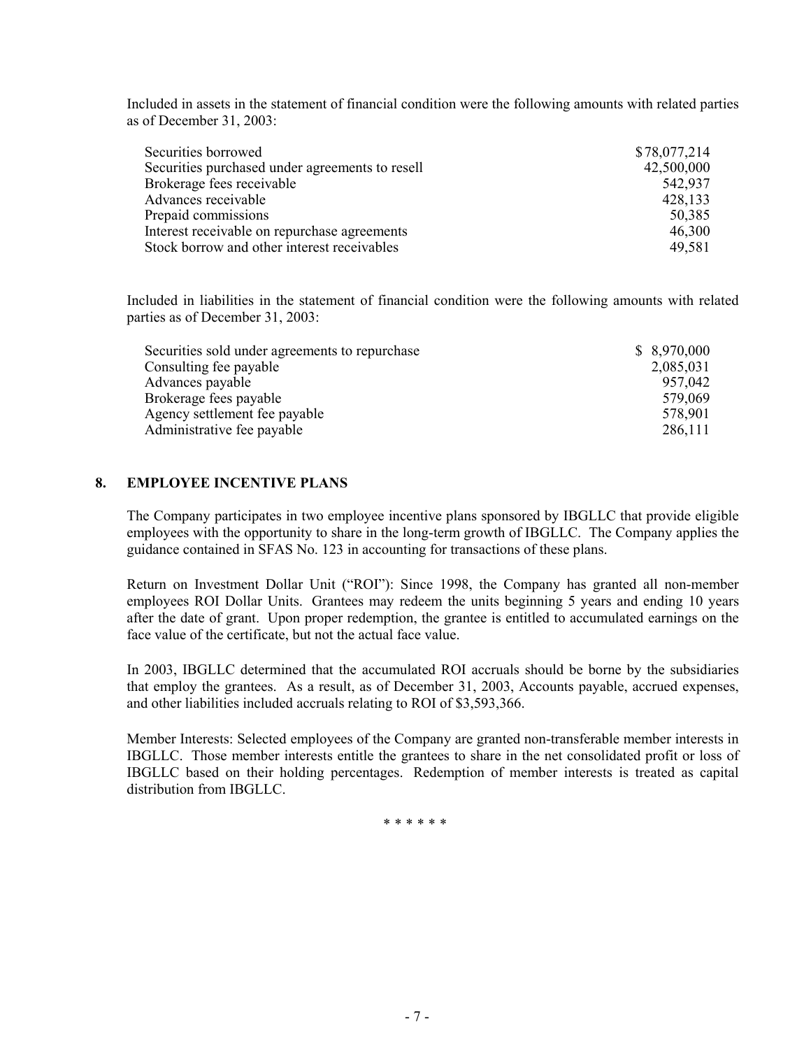Included in assets in the statement of financial condition were the following amounts with related parties as of December 31, 2003:

| | |
|---|---|
| Securities borrowed | $78,077,214 |
| Securities purchased under agreements to resell | 42,500,000 |
| Brokerage fees receivable | 542,937 |
| Advances receivable | 428,133 |
| Prepaid commissions | 50,385 |
| Interest receivable on repurchase agreements | 46,300 |
| Stock borrow and other interest receivables | 49,581 |

Included in liabilities in the statement of financial condition were the following amounts with related parties as of December 31, 2003:

| | |
|---|---|
| Securities sold under agreements to repurchase | $ 8,970,000 |
| Consulting fee payable | 2,085,031 |
| Advances payable | 957,042 |
| Brokerage fees payable | 579,069 |
| Agency settlement fee payable | 578,901 |
| Administrative fee payable | 286,111 |

## 8. EMPLOYEE INCENTIVE PLANS

The Company participates in two employee incentive plans sponsored by IBGLLC that provide eligible employees with the opportunity to share in the long-term growth of IBGLLC. The Company applies the guidance contained in SFAS No. 123 in accounting for transactions of these plans.

Return on Investment Dollar Unit ("ROI"): Since 1998, the Company has granted all non-member employees ROI Dollar Units. Grantees may redeem the units beginning 5 years and ending 10 years after the date of grant. Upon proper redemption, the grantee is entitled to accumulated earnings on the face value of the certificate, but not the actual face value.

In 2003, IBGLLC determined that the accumulated ROI accruals should be borne by the subsidiaries that employ the grantees. As a result, as of December 31, 2003, Accounts payable, accrued expenses, and other liabilities included accruals relating to ROI of $3,593,366.

Member Interests: Selected employees of the Company are granted non-transferable member interests in IBGLLC. Those member interests entitle the grantees to share in the net consolidated profit or loss of IBGLLC based on their holding percentages. Redemption of member interests is treated as capital distribution from IBGLLC.

* * * * * *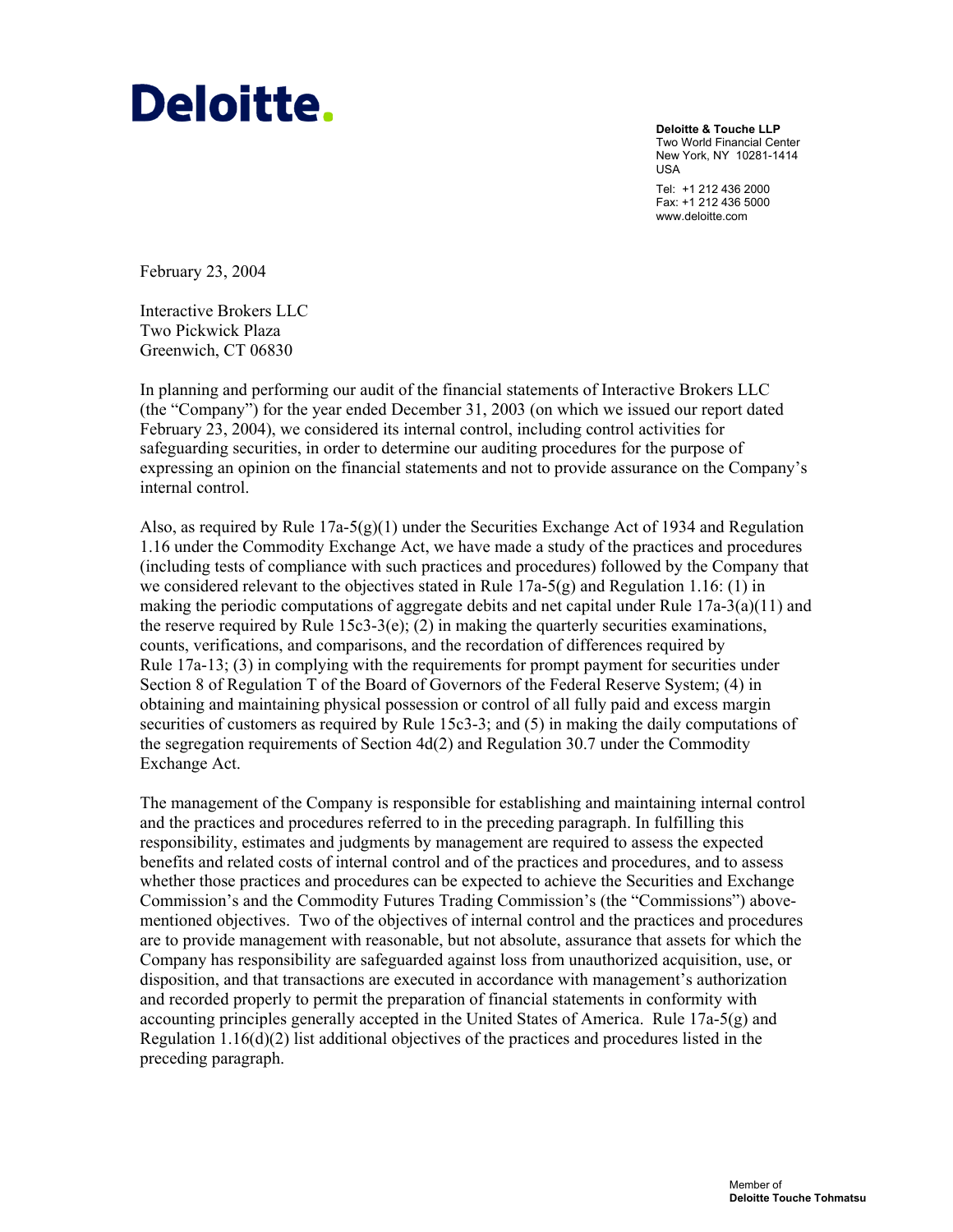# Deloitte.

**Deloitte & Touche LLP**
Two World Financial Center
New York, NY 10281-1414
USA

Tel: +1 212 436 2000
Fax: +1 212 436 5000
www.deloitte.com

February 23, 2004

Interactive Brokers LLC
Two Pickwick Plaza
Greenwich, CT 06830

In planning and performing our audit of the financial statements of Interactive Brokers LLC (the "Company") for the year ended December 31, 2003 (on which we issued our report dated February 23, 2004), we considered its internal control, including control activities for safeguarding securities, in order to determine our auditing procedures for the purpose of expressing an opinion on the financial statements and not to provide assurance on the Company's internal control.

Also, as required by Rule 17a-5(g)(1) under the Securities Exchange Act of 1934 and Regulation 1.16 under the Commodity Exchange Act, we have made a study of the practices and procedures (including tests of compliance with such practices and procedures) followed by the Company that we considered relevant to the objectives stated in Rule 17a-5(g) and Regulation 1.16: (1) in making the periodic computations of aggregate debits and net capital under Rule 17a-3(a)(11) and the reserve required by Rule 15c3-3(e); (2) in making the quarterly securities examinations, counts, verifications, and comparisons, and the recordation of differences required by Rule 17a-13; (3) in complying with the requirements for prompt payment for securities under Section 8 of Regulation T of the Board of Governors of the Federal Reserve System; (4) in obtaining and maintaining physical possession or control of all fully paid and excess margin securities of customers as required by Rule 15c3-3; and (5) in making the daily computations of the segregation requirements of Section 4d(2) and Regulation 30.7 under the Commodity Exchange Act.

The management of the Company is responsible for establishing and maintaining internal control and the practices and procedures referred to in the preceding paragraph. In fulfilling this responsibility, estimates and judgments by management are required to assess the expected benefits and related costs of internal control and of the practices and procedures, and to assess whether those practices and procedures can be expected to achieve the Securities and Exchange Commission's and the Commodity Futures Trading Commission's (the "Commissions") above-mentioned objectives. Two of the objectives of internal control and the practices and procedures are to provide management with reasonable, but not absolute, assurance that assets for which the Company has responsibility are safeguarded against loss from unauthorized acquisition, use, or disposition, and that transactions are executed in accordance with management's authorization and recorded properly to permit the preparation of financial statements in conformity with accounting principles generally accepted in the United States of America. Rule 17a-5(g) and Regulation 1.16(d)(2) list additional objectives of the practices and procedures listed in the preceding paragraph.

Member of
**Deloitte Touche Tohmatsu**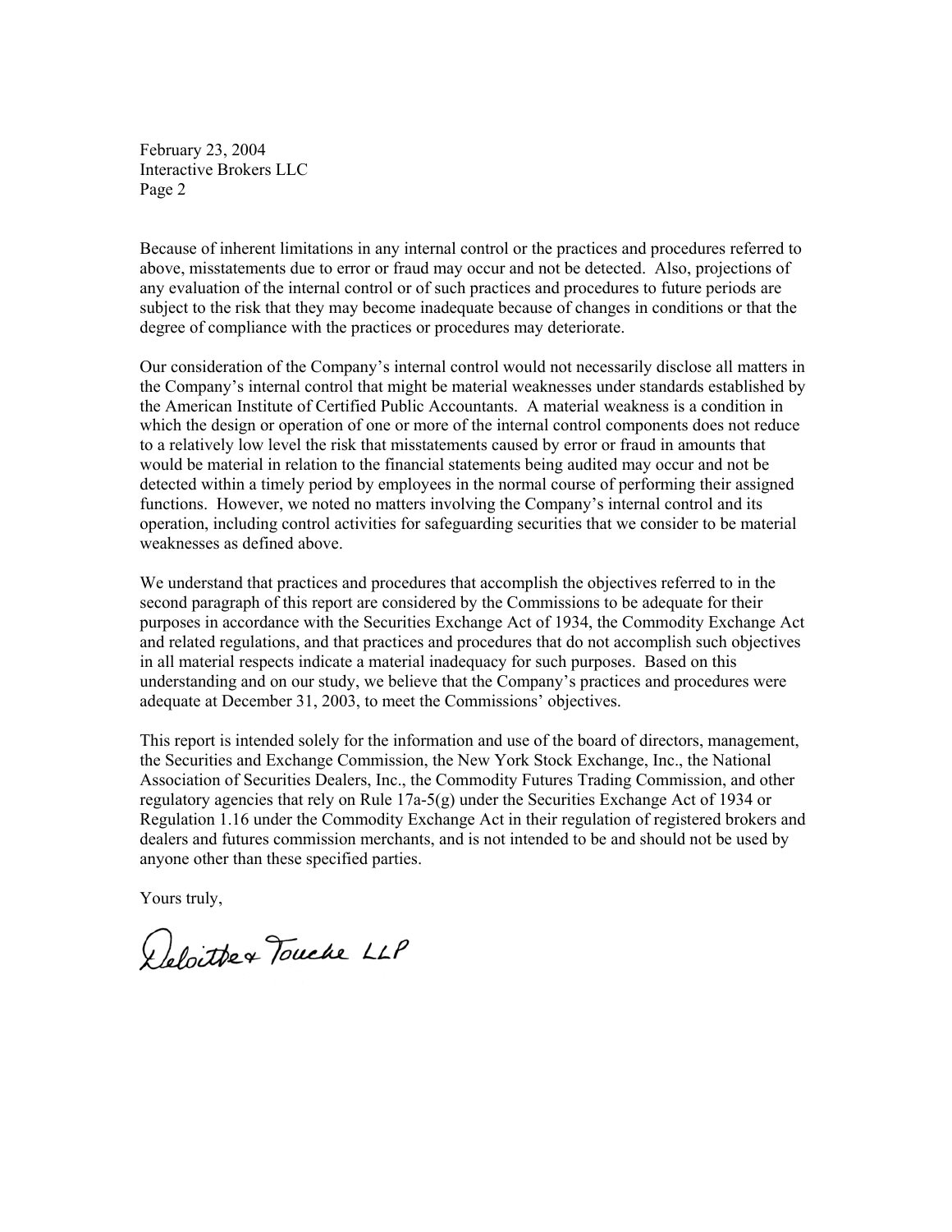February 23, 2004
Interactive Brokers LLC
Page 2

Because of inherent limitations in any internal control or the practices and procedures referred to above, misstatements due to error or fraud may occur and not be detected. Also, projections of any evaluation of the internal control or of such practices and procedures to future periods are subject to the risk that they may become inadequate because of changes in conditions or that the degree of compliance with the practices or procedures may deteriorate.

Our consideration of the Company's internal control would not necessarily disclose all matters in the Company's internal control that might be material weaknesses under standards established by the American Institute of Certified Public Accountants. A material weakness is a condition in which the design or operation of one or more of the internal control components does not reduce to a relatively low level the risk that misstatements caused by error or fraud in amounts that would be material in relation to the financial statements being audited may occur and not be detected within a timely period by employees in the normal course of performing their assigned functions. However, we noted no matters involving the Company's internal control and its operation, including control activities for safeguarding securities that we consider to be material weaknesses as defined above.

We understand that practices and procedures that accomplish the objectives referred to in the second paragraph of this report are considered by the Commissions to be adequate for their purposes in accordance with the Securities Exchange Act of 1934, the Commodity Exchange Act and related regulations, and that practices and procedures that do not accomplish such objectives in all material respects indicate a material inadequacy for such purposes. Based on this understanding and on our study, we believe that the Company's practices and procedures were adequate at December 31, 2003, to meet the Commissions' objectives.

This report is intended solely for the information and use of the board of directors, management, the Securities and Exchange Commission, the New York Stock Exchange, Inc., the National Association of Securities Dealers, Inc., the Commodity Futures Trading Commission, and other regulatory agencies that rely on Rule 17a-5(g) under the Securities Exchange Act of 1934 or Regulation 1.16 under the Commodity Exchange Act in their regulation of registered brokers and dealers and futures commission merchants, and is not intended to be and should not be used by anyone other than these specified parties.

Yours truly,

Deloitte & Touche LLP